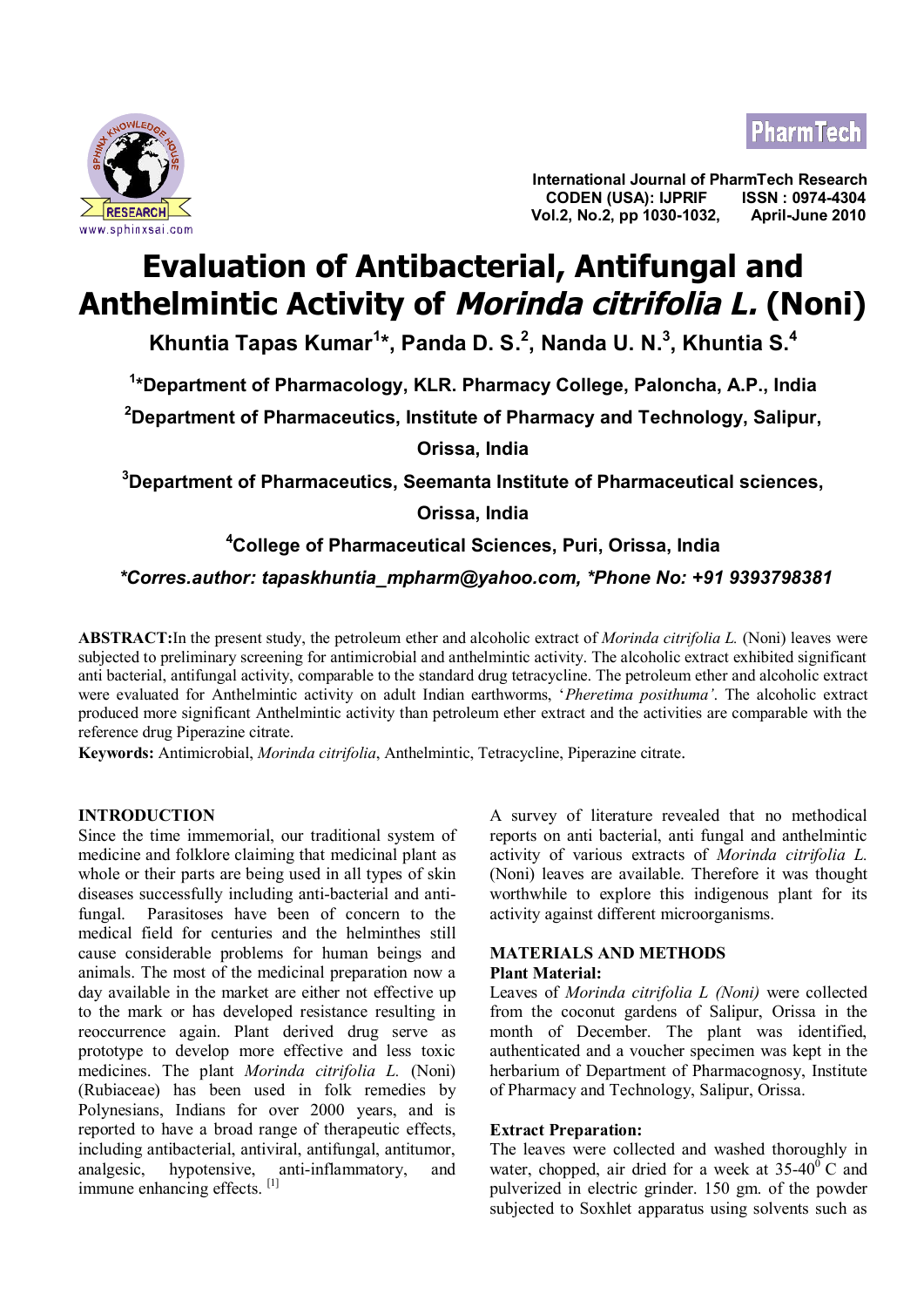# Evaluation of Antibacterial, Antifungal and Anthelmintic Activity of *Morinda citrifolia L.* (Noni)

**Khuntia Tapas Kumar[1]*, Panda D. S.[2], Nanda U. N.[3], Khuntia S.[4]**

[1]*Department of Pharmacology, KLR. Pharmacy College, Paloncha, A.P., India

[2]Department of Pharmaceutics, Institute of Pharmacy and Technology, Salipur, Orissa, India

[3]Department of Pharmaceutics, Seemanta Institute of Pharmaceutical sciences, Orissa, India

[4]College of Pharmaceutical Sciences, Puri, Orissa, India

*\*Corres.author: tapaskhuntia_mpharm@yahoo.com, \*Phone No: +91 9393798381*

**ABSTRACT:** In the present study, the petroleum ether and alcoholic extract of *Morinda citrifolia L.* (Noni) leaves were subjected to preliminary screening for antimicrobial and anthelmintic activity. The alcoholic extract exhibited significant anti bacterial, antifungal activity, comparable to the standard drug tetracycline. The petroleum ether and alcoholic extract were evaluated for Anthelmintic activity on adult Indian earthworms, '*Pheretima posithuma'*. The alcoholic extract produced more significant Anthelmintic activity than petroleum ether extract and the activities are comparable with the reference drug Piperazine citrate.

**Keywords:** Antimicrobial, *Morinda citrifolia*, Anthelmintic, Tetracycline, Piperazine citrate.

## INTRODUCTION

Since the time immemorial, our traditional system of medicine and folklore claiming that medicinal plant as whole or their parts are being used in all types of skin diseases successfully including anti-bacterial and anti-fungal. Parasitoses have been of concern to the medical field for centuries and the helminthes still cause considerable problems for human beings and animals. The most of the medicinal preparation now a day available in the market are either not effective up to the mark or has developed resistance resulting in reoccurrence again. Plant derived drug serve as prototype to develop more effective and less toxic medicines. The plant *Morinda citrifolia L.* (Noni) (Rubiaceae) has been used in folk remedies by Polynesians, Indians for over 2000 years, and is reported to have a broad range of therapeutic effects, including antibacterial, antiviral, antifungal, antitumor, analgesic, hypotensive, anti-inflammatory, and immune enhancing effects. [1]

A survey of literature revealed that no methodical reports on anti bacterial, anti fungal and anthelmintic activity of various extracts of *Morinda citrifolia L.* (Noni) leaves are available. Therefore it was thought worthwhile to explore this indigenous plant for its activity against different microorganisms.

## MATERIALS AND METHODS

### Plant Material:

Leaves of *Morinda citrifolia L (Noni)* were collected from the coconut gardens of Salipur, Orissa in the month of December. The plant was identified, authenticated and a voucher specimen was kept in the herbarium of Department of Pharmacognosy, Institute of Pharmacy and Technology, Salipur, Orissa.

### Extract Preparation:

The leaves were collected and washed thoroughly in water, chopped, air dried for a week at 35-40$^{0}$ C and pulverized in electric grinder. 150 gm. of the powder subjected to Soxhlet apparatus using solvents such as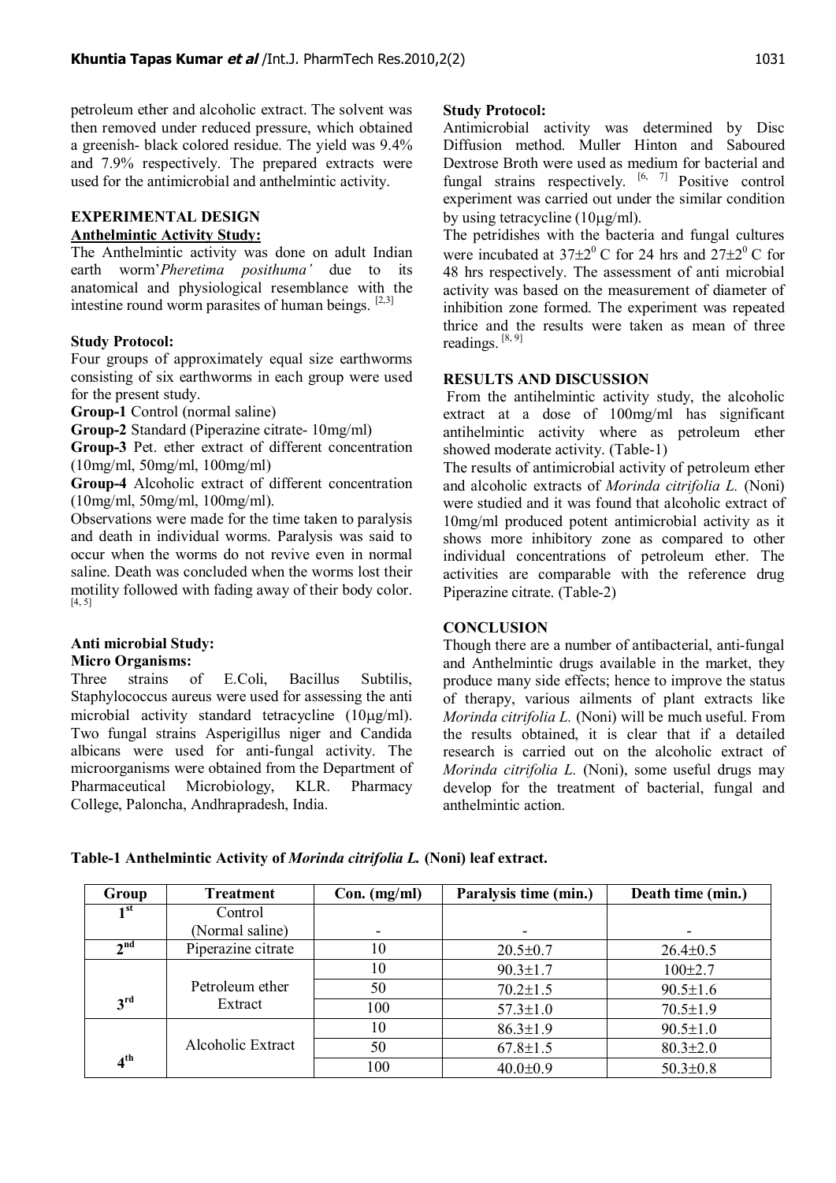petroleum ether and alcoholic extract. The solvent was then removed under reduced pressure, which obtained a greenish- black colored residue. The yield was 9.4% and 7.9% respectively. The prepared extracts were used for the antimicrobial and anthelmintic activity.

## EXPERIMENTAL DESIGN

### Anthelmintic Activity Study:

The Anthelmintic activity was done on adult Indian earth worm'*Pheretima posithuma'* due to its anatomical and physiological resemblance with the intestine round worm parasites of human beings. [2,3]

### Study Protocol:

Four groups of approximately equal size earthworms consisting of six earthworms in each group were used for the present study.

**Group-1** Control (normal saline)

**Group-2** Standard (Piperazine citrate- 10mg/ml)

**Group-3** Pet. ether extract of different concentration (10mg/ml, 50mg/ml, 100mg/ml)

**Group-4** Alcoholic extract of different concentration (10mg/ml, 50mg/ml, 100mg/ml).

Observations were made for the time taken to paralysis and death in individual worms. Paralysis was said to occur when the worms do not revive even in normal saline. Death was concluded when the worms lost their motility followed with fading away of their body color. [4, 5]

### Anti microbial Study:

### Micro Organisms:

Three strains of E.Coli, Bacillus Subtilis, Staphylococcus aureus were used for assessing the anti microbial activity standard tetracycline (10µg/ml). Two fungal strains Asperigillus niger and Candida albicans were used for anti-fungal activity. The microorganisms were obtained from the Department of Pharmaceutical Microbiology, KLR. Pharmacy College, Paloncha, Andhrapradesh, India.

### Study Protocol:

Antimicrobial activity was determined by Disc Diffusion method. Muller Hinton and Saboured Dextrose Broth were used as medium for bacterial and fungal strains respectively. [6, 7] Positive control experiment was carried out under the similar condition by using tetracycline (10µg/ml).

The petridishes with the bacteria and fungal cultures were incubated at $37\pm2^0$ C for 24 hrs and $27\pm2^0$ C for 48 hrs respectively. The assessment of anti microbial activity was based on the measurement of diameter of inhibition zone formed. The experiment was repeated thrice and the results were taken as mean of three readings. [8, 9]

## RESULTS AND DISCUSSION

From the antihelmintic activity study, the alcoholic extract at a dose of 100mg/ml has significant antihelmintic activity where as petroleum ether showed moderate activity. (Table-1)

The results of antimicrobial activity of petroleum ether and alcoholic extracts of *Morinda citrifolia L.* (Noni) were studied and it was found that alcoholic extract of 10mg/ml produced potent antimicrobial activity as it shows more inhibitory zone as compared to other individual concentrations of petroleum ether. The activities are comparable with the reference drug Piperazine citrate. (Table-2)

## CONCLUSION

Though there are a number of antibacterial, anti-fungal and Anthelmintic drugs available in the market, they produce many side effects; hence to improve the status of therapy, various ailments of plant extracts like *Morinda citrifolia L.* (Noni) will be much useful. From the results obtained, it is clear that if a detailed research is carried out on the alcoholic extract of *Morinda citrifolia L.* (Noni), some useful drugs may develop for the treatment of bacterial, fungal and anthelmintic action.

**Table-1 Anthelmintic Activity of *Morinda citrifolia L.* (Noni) leaf extract.**

| Group | Treatment | Con. (mg/ml) | Paralysis time (min.) | Death time (min.) |
|---|---|---|---|---|
| 1st | Control (Normal saline) | - | - | - |
| 2nd | Piperazine citrate | 10 | 20.5±0.7 | 26.4±0.5 |
| 3rd | Petroleum ether Extract | 10 | 90.3±1.7 | 100±2.7 |
| | | 50 | 70.2±1.5 | 90.5±1.6 |
| | | 100 | 57.3±1.0 | 70.5±1.9 |
| 4th | Alcoholic Extract | 10 | 86.3±1.9 | 90.5±1.0 |
| | | 50 | 67.8±1.5 | 80.3±2.0 |
| | | 100 | 40.0±0.9 | 50.3±0.8 |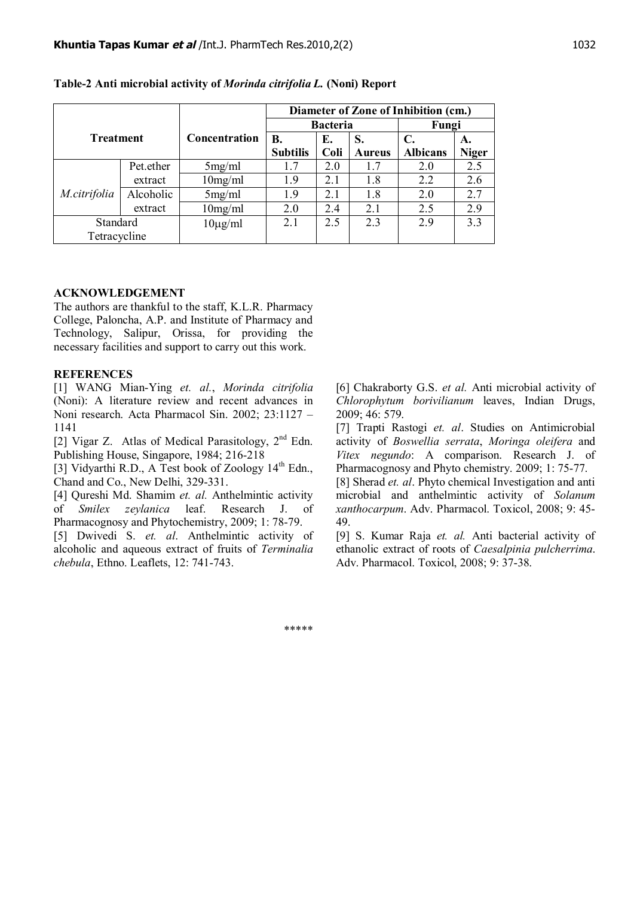**Table-2 Anti microbial activity of *Morinda citrifolia L.* (Noni) Report**

| Treatment | | Concentration | Diameter of Zone of Inhibition (cm.) | | | | |
|---|---|---|---|---|---|---|---|
| | | | Bacteria | | | Fungi | |
| | | | B. Subtilis | E. Coli | S. Aureus | C. Albicans | A. Niger |
| *M.citrifolia* | Pet.ether extract | 5mg/ml | 1.7 | 2.0 | 1.7 | 2.0 | 2.5 |
| | | 10mg/ml | 1.9 | 2.1 | 1.8 | 2.2 | 2.6 |
| | Alcoholic extract | 5mg/ml | 1.9 | 2.1 | 1.8 | 2.0 | 2.7 |
| | | 10mg/ml | 2.0 | 2.4 | 2.1 | 2.5 | 2.9 |
| Standard Tetracycline | | 10μg/ml | 2.1 | 2.5 | 2.3 | 2.9 | 3.3 |

## ACKNOWLEDGEMENT

The authors are thankful to the staff, K.L.R. Pharmacy College, Paloncha, A.P. and Institute of Pharmacy and Technology, Salipur, Orissa, for providing the necessary facilities and support to carry out this work.

## REFERENCES

[1] WANG Mian-Ying *et. al.*, *Morinda citrifolia* (Noni): A literature review and recent advances in Noni research. Acta Pharmacol Sin. 2002; 23:1127 – 1141

[2] Vigar Z. Atlas of Medical Parasitology, 2nd Edn. Publishing House, Singapore, 1984; 216-218

[3] Vidyarthi R.D., A Test book of Zoology 14th Edn., Chand and Co., New Delhi, 329-331.

[4] Qureshi Md. Shamim *et. al.* Anthelmintic activity of *Smilex zeylanica* leaf. Research J. of Pharmacognosy and Phytochemistry, 2009; 1: 78-79.

[5] Dwivedi S. *et. al*. Anthelmintic activity of alcoholic and aqueous extract of fruits of *Terminalia chebula*, Ethno. Leaflets, 12: 741-743.

[6] Chakraborty G.S. *et al.* Anti microbial activity of *Chlorophytum borivilianum* leaves, Indian Drugs, 2009; 46: 579.

[7] Trapti Rastogi *et. al*. Studies on Antimicrobial activity of *Boswellia serrata*, *Moringa oleifera* and *Vitex negundo*: A comparison. Research J. of Pharmacognosy and Phyto chemistry. 2009; 1: 75-77.

[8] Sherad *et. al*. Phyto chemical Investigation and anti microbial and anthelmintic activity of *Solanum xanthocarpum*. Adv. Pharmacol. Toxicol, 2008; 9: 45-49.

[9] S. Kumar Raja *et. al.* Anti bacterial activity of ethanolic extract of roots of *Caesalpinia pulcherrima*. Adv. Pharmacol. Toxicol, 2008; 9: 37-38.

\*\*\*\*\*